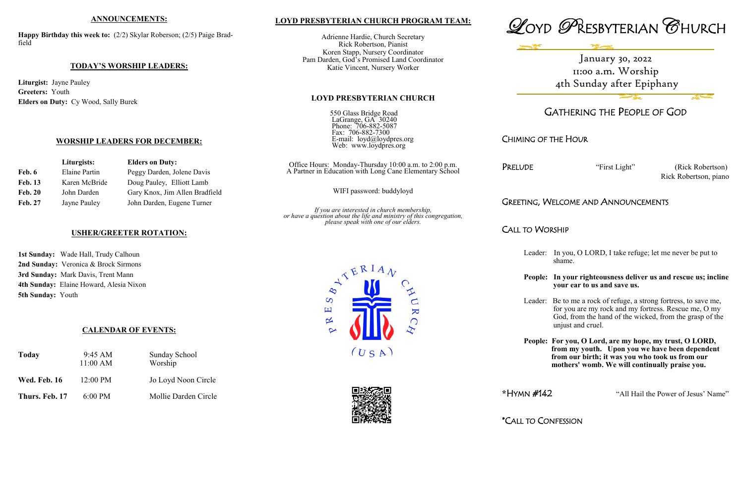## ANNOUNCEMENTS:

**Happy Birthday this week to:** (2/2) Skylar Roberson; (2/5) Paige Bradfield

## TODAY'S WORSHIP LEADERS:

**Liturgist:** Jayne Pauley
**Greeters:** Youth
**Elders on Duty:** Cy Wood, Sally Burek

## WORSHIP LEADERS FOR DECEMBER:

| | Liturgists: | Elders on Duty: |
|---|---|---|
| **Feb. 6** | Elaine Partin | Peggy Darden, Jolene Davis |
| **Feb. 13** | Karen McBride | Doug Pauley, Elliott Lamb |
| **Feb. 20** | John Darden | Gary Knox, Jim Allen Bradfield |
| **Feb. 27** | Jayne Pauley | John Darden, Eugene Turner |

## USHER/GREETER ROTATION:

**1st Sunday:** Wade Hall, Trudy Calhoun
**2nd Sunday:** Veronica & Brock Sirmons
**3rd Sunday:** Mark Davis, Trent Mann
**4th Sunday:** Elaine Howard, Alesia Nixon
**5th Sunday:** Youth

## CALENDAR OF EVENTS:

| | | |
|---|---|---|
| **Today** | 9:45 AM<br>11:00 AM | Sunday School<br>Worship |
| **Wed. Feb. 16** | 12:00 PM | Jo Loyd Noon Circle |
| **Thurs. Feb. 17** | 6:00 PM | Mollie Darden Circle |

## LOYD PRESBYTERIAN CHURCH PROGRAM TEAM:

Adrienne Hardie, Church Secretary
Rick Robertson, Pianist
Koren Stapp, Nursery Coordinator
Pam Darden, God's Promised Land Coordinator
Katie Vincent, Nursery Worker

## LOYD PRESBYTERIAN CHURCH

550 Glass Bridge Road
LaGrange, GA 30240
Phone: 706-882-5087
Fax: 706-882-7300
E-mail: loyd@loydpres.org
Web: www.loydpres.org

Office Hours: Monday-Thursday 10:00 a.m. to 2:00 p.m.
A Partner in Education with Long Cane Elementary School

WIFI password: buddyloyd

*If you are interested in church membership, or have a question about the life and ministry of this congregation, please speak with one of our elders.*

# LOYD PRESBYTERIAN CHURCH

January 30, 2022
11:00 a.m. Worship
4th Sunday after Epiphany

## GATHERING THE PEOPLE OF GOD

### CHIMING OF THE HOUR

### PRELUDE

"First Light" (Rick Robertson)
Rick Robertson, piano

### GREETING, WELCOME AND ANNOUNCEMENTS

### CALL TO WORSHIP

Leader: In you, O LORD, I take refuge; let me never be put to shame.

**People: In your righteousness deliver us and rescue us; incline your ear to us and save us.**

Leader: Be to me a rock of refuge, a strong fortress, to save me, for you are my rock and my fortress. Rescue me, O my God, from the hand of the wicked, from the grasp of the unjust and cruel.

**People: For you, O Lord, are my hope, my trust, O LORD, from my youth. Upon you we have been dependent from our birth; it was you who took us from our mothers' womb. We will continually praise you.**

### *HYMN #142

"All Hail the Power of Jesus' Name"

### *CALL TO CONFESSION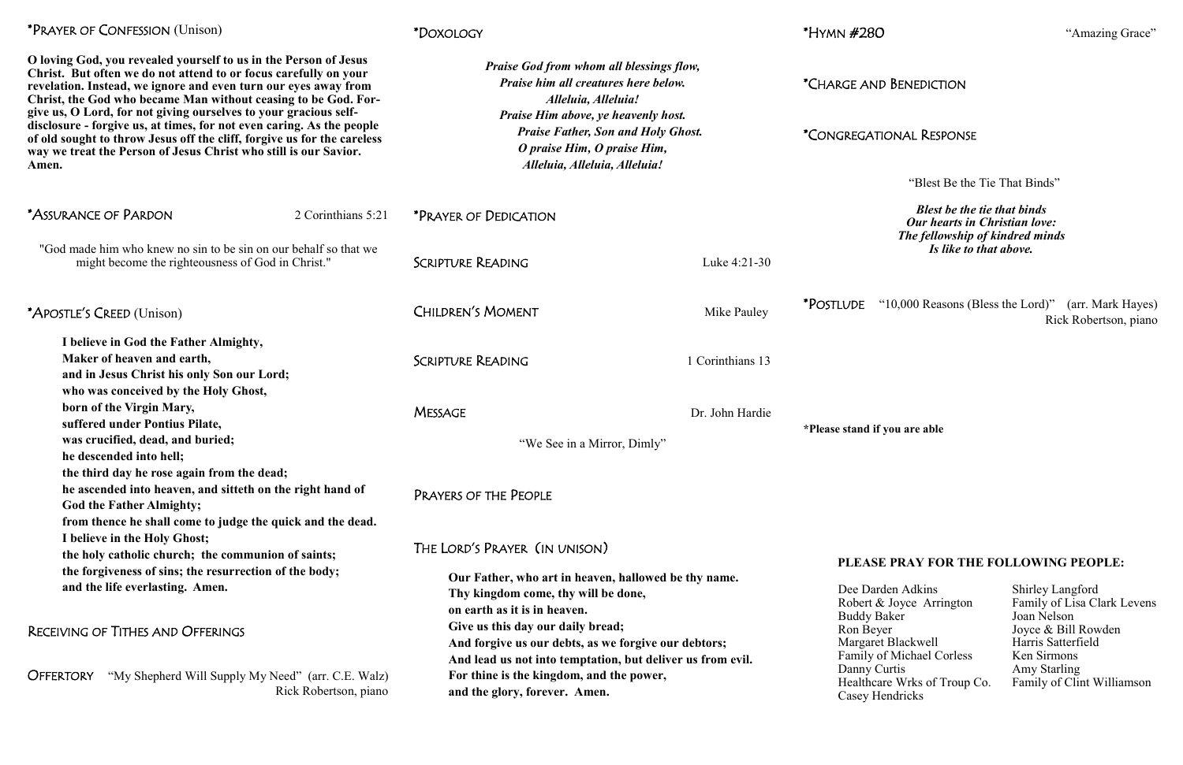## *Prayer of Confession (Unison)

**O loving God, you revealed yourself to us in the Person of Jesus Christ. But often we do not attend to or focus carefully on your revelation. Instead, we ignore and even turn our eyes away from Christ, the God who became Man without ceasing to be God. Forgive us, O Lord, for not giving ourselves to your gracious self-disclosure - forgive us, at times, for not even caring. As the people of old sought to throw Jesus off the cliff, forgive us for the careless way we treat the Person of Jesus Christ who still is our Savior. Amen.**

## *Assurance of Pardon — 2 Corinthians 5:21

"God made him who knew no sin to be sin on our behalf so that we might become the righteousness of God in Christ."

## *Apostle's Creed (Unison)

**I believe in God the Father Almighty,**
**Maker of heaven and earth,**
**and in Jesus Christ his only Son our Lord;**
**who was conceived by the Holy Ghost,**
**born of the Virgin Mary,**
**suffered under Pontius Pilate,**
**was crucified, dead, and buried;**
**he descended into hell;**
**the third day he rose again from the dead;**
**he ascended into heaven, and sitteth on the right hand of God the Father Almighty;**
**from thence he shall come to judge the quick and the dead.**
**I believe in the Holy Ghost;**
**the holy catholic church; the communion of saints;**
**the forgiveness of sins; the resurrection of the body;**
**and the life everlasting. Amen.**

## Receiving of Tithes and Offerings

**Offertory** "My Shepherd Will Supply My Need" (arr. C.E. Walz)
Rick Robertson, piano

## *Doxology

***Praise God from whom all blessings flow,***
***Praise him all creatures here below.***
***Alleluia, Alleluia!***
***Praise Him above, ye heavenly host.***
***Praise Father, Son and Holy Ghost.***
***O praise Him, O praise Him,***
***Alleluia, Alleluia, Alleluia!***

## *Prayer of Dedication

## Scripture Reading — Luke 4:21-30

## Children's Moment — Mike Pauley

## Scripture Reading — 1 Corinthians 13

## Message — Dr. John Hardie

"We See in a Mirror, Dimly"

## Prayers of the People

## The Lord's Prayer (in unison)

**Our Father, who art in heaven, hallowed be thy name.**
**Thy kingdom come, thy will be done,**
**on earth as it is in heaven.**
**Give us this day our daily bread;**
**And forgive us our debts, as we forgive our debtors;**
**And lead us not into temptation, but deliver us from evil.**
**For thine is the kingdom, and the power,**
**and the glory, forever. Amen.**

## *Hymn #280 — "Amazing Grace"

## *Charge and Benediction

## *Congregational Response

"Blest Be the Tie That Binds"

***Blest be the tie that binds***
***Our hearts in Christian love:***
***The fellowship of kindred minds***
***Is like to that above.***

## *Postlude

"10,000 Reasons (Bless the Lord)" (arr. Mark Hayes)
Rick Robertson, piano

***Please stand if you are able**

### PLEASE PRAY FOR THE FOLLOWING PEOPLE:

Dee Darden Adkins
Robert & Joyce Arrington
Buddy Baker
Ron Beyer
Margaret Blackwell
Family of Michael Corless
Danny Curtis
Healthcare Wrks of Troup Co.
Casey Hendricks
Shirley Langford
Family of Lisa Clark Levens
Joan Nelson
Joyce & Bill Rowden
Harris Satterfield
Ken Sirmons
Amy Starling
Family of Clint Williamson